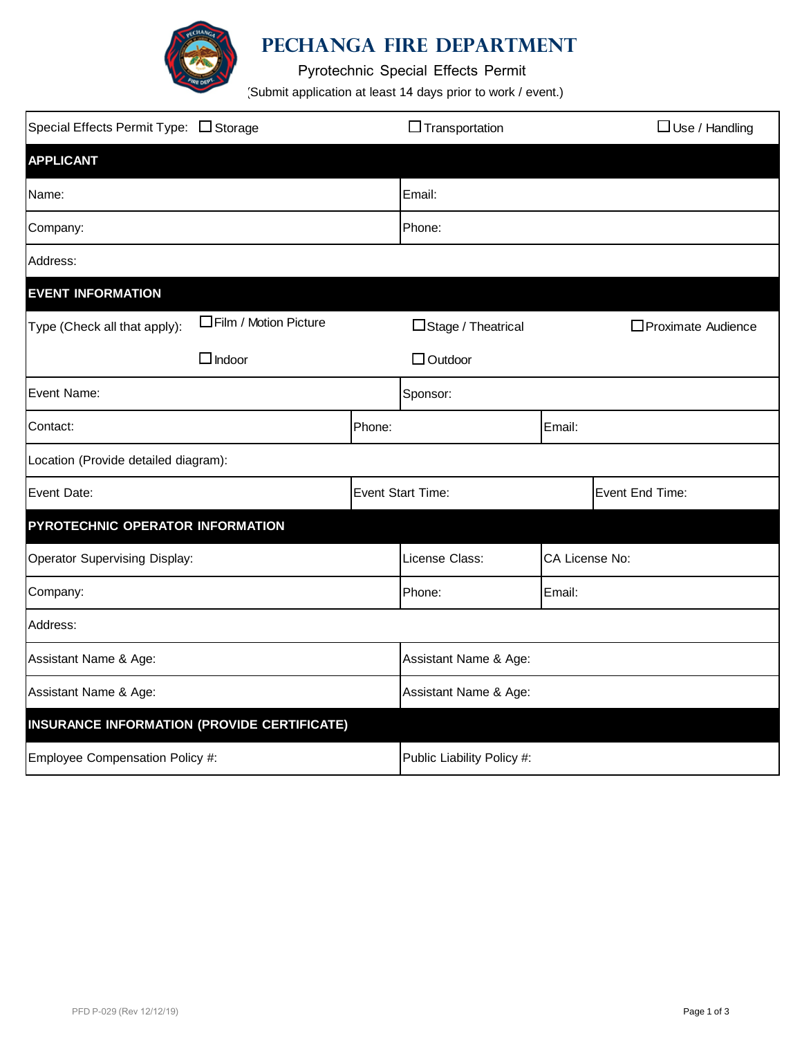# PECHANGA FIRE DEPARTMENT

Pyrotechnic Special Effects Permit

(Submit application at least 14 days prior to work / event.)

Special Effects Permit Type: ☐ Storage ☐ Transportation ☐ Use / Handling

## APPLICANT

| | |
|---|---|
| Name: | Email: |
| Company: | Phone: |
| Address: | |

## EVENT INFORMATION

Type (Check all that apply): ☐ Film / Motion Picture ☐ Stage / Theatrical ☐ Proximate Audience ☐ Indoor ☐ Outdoor

| | | |
|---|---|---|
| Event Name: | Sponsor: | |
| Contact: | Phone: | Email: |
| Location (Provide detailed diagram): | | |
| Event Date: | Event Start Time: | Event End Time: |

## PYROTECHNIC OPERATOR INFORMATION

| | | |
|---|---|---|
| Operator Supervising Display: | License Class: | CA License No: |
| Company: | Phone: | Email: |
| Address: | | |

| | |
|---|---|
| Assistant Name & Age: | Assistant Name & Age: |
| Assistant Name & Age: | Assistant Name & Age: |

## INSURANCE INFORMATION (PROVIDE CERTIFICATE)

| | |
|---|---|
| Employee Compensation Policy #: | Public Liability Policy #: |

PFD P-029 (Rev 12/12/19)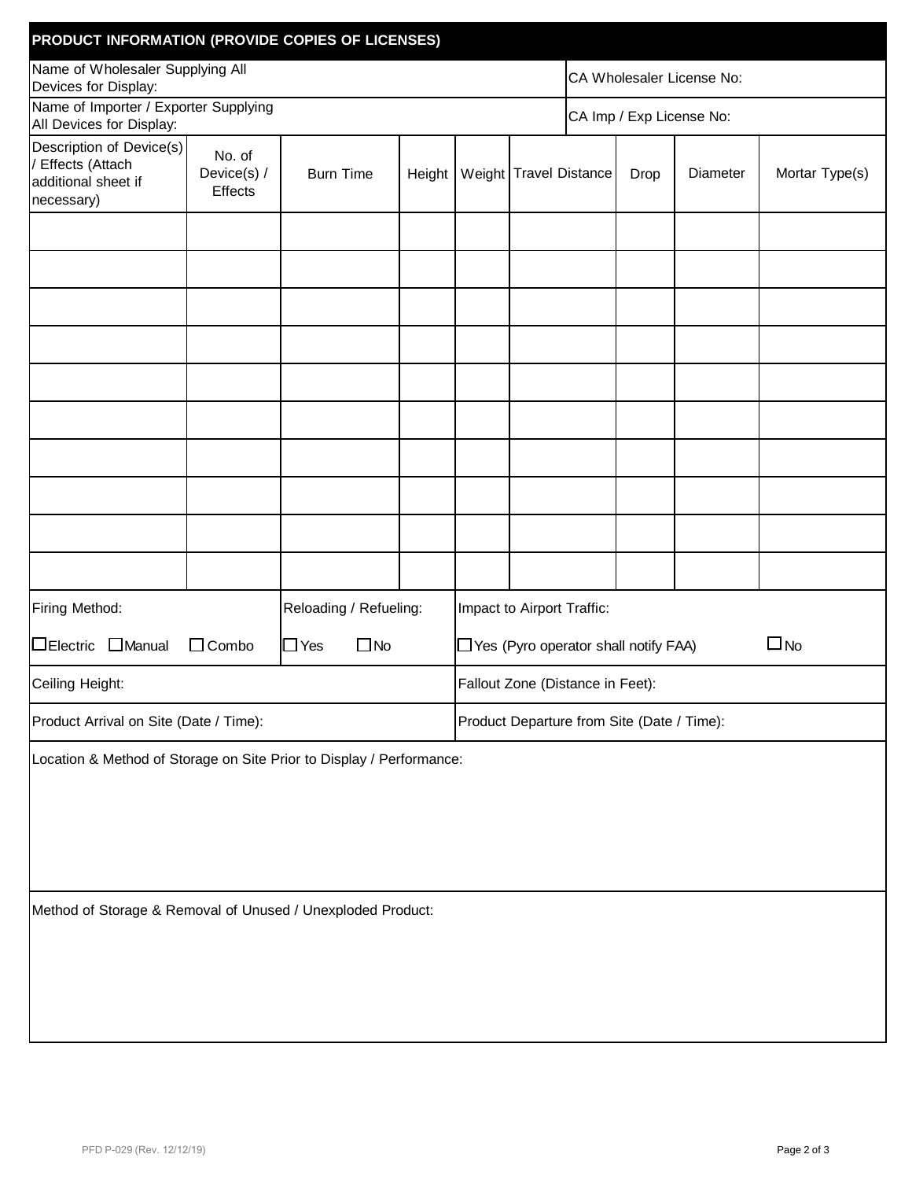## PRODUCT INFORMATION (PROVIDE COPIES OF LICENSES)

| Name of Wholesaler Supplying All Devices for Display: | CA Wholesaler License No: |
|---|---|
| Name of Importer / Exporter Supplying All Devices for Display: | CA Imp / Exp License No: |

| Description of Device(s) / Effects (Attach additional sheet if necessary) | No. of Device(s) / Effects | Burn Time | Height | Weight | Travel Distance | Drop | Diameter | Mortar Type(s) |
|---|---|---|---|---|---|---|---|---|
| | | | | | | | | |
| | | | | | | | | |
| | | | | | | | | |
| | | | | | | | | |
| | | | | | | | | |
| | | | | | | | | |
| | | | | | | | | |
| | | | | | | | | |
| | | | | | | | | |
| | | | | | | | | |

| Firing Method: | Reloading / Refueling: | Impact to Airport Traffic: |
|---|---|---|
| ☐ Electric ☐ Manual ☐ Combo | ☐ Yes ☐ No | ☐ Yes (Pyro operator shall notify FAA) ☐ No |

| Ceiling Height: | Fallout Zone (Distance in Feet): |
|---|---|
| Product Arrival on Site (Date / Time): | Product Departure from Site (Date / Time): |

Location & Method of Storage on Site Prior to Display / Performance:

Method of Storage & Removal of Unused / Unexploded Product:

PFD P-029 (Rev. 12/12/19)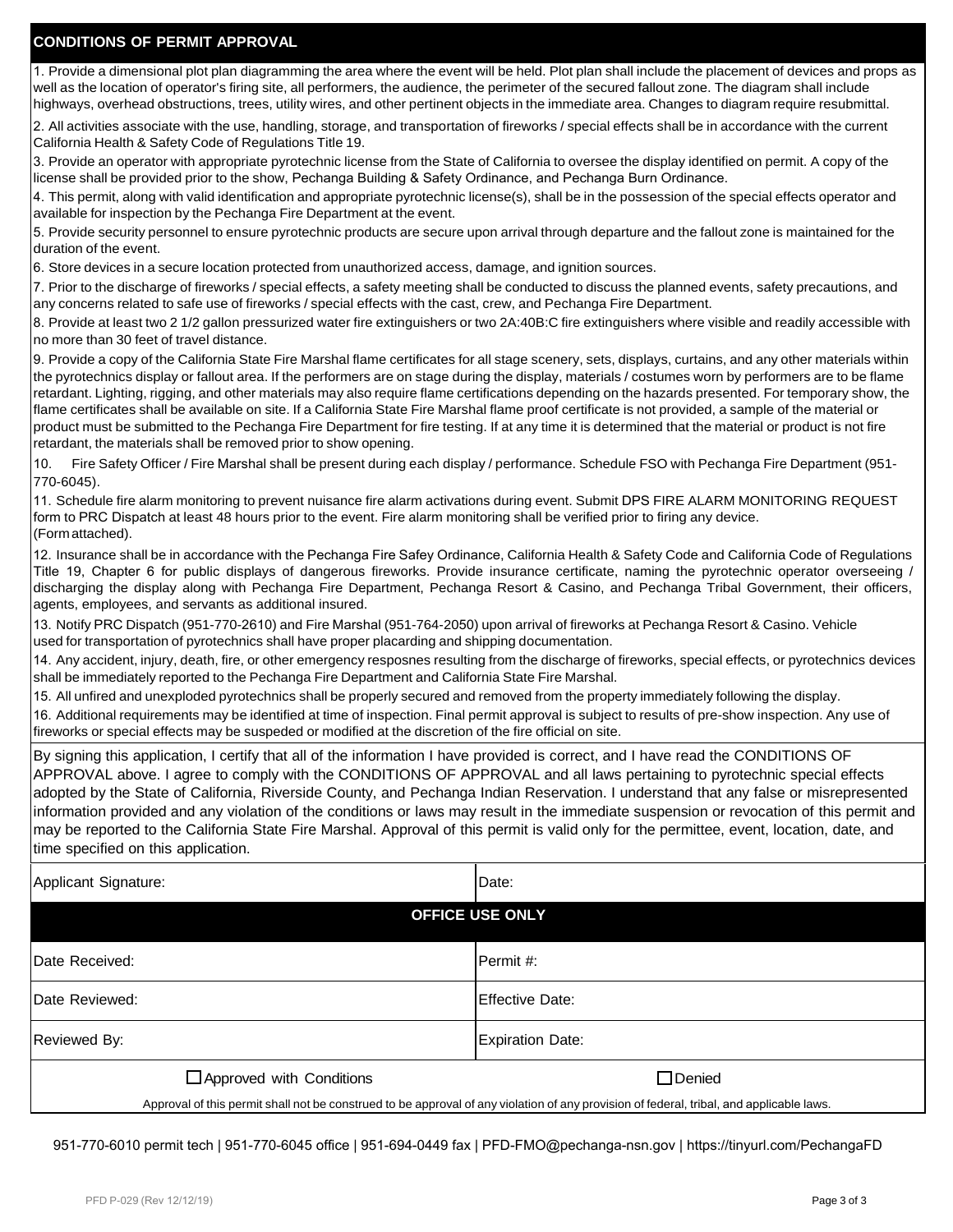## CONDITIONS OF PERMIT APPROVAL

1. Provide a dimensional plot plan diagramming the area where the event will be held. Plot plan shall include the placement of devices and props as well as the location of operator's firing site, all performers, the audience, the perimeter of the secured fallout zone. The diagram shall include highways, overhead obstructions, trees, utility wires, and other pertinent objects in the immediate area. Changes to diagram require resubmittal.
2. All activities associate with the use, handling, storage, and transportation of fireworks / special effects shall be in accordance with the current California Health & Safety Code of Regulations Title 19.
3. Provide an operator with appropriate pyrotechnic license from the State of California to oversee the display identified on permit. A copy of the license shall be provided prior to the show, Pechanga Building & Safety Ordinance, and Pechanga Burn Ordinance.
4. This permit, along with valid identification and appropriate pyrotechnic license(s), shall be in the possession of the special effects operator and available for inspection by the Pechanga Fire Department at the event.
5. Provide security personnel to ensure pyrotechnic products are secure upon arrival through departure and the fallout zone is maintained for the duration of the event.
6. Store devices in a secure location protected from unauthorized access, damage, and ignition sources.
7. Prior to the discharge of fireworks / special effects, a safety meeting shall be conducted to discuss the planned events, safety precautions, and any concerns related to safe use of fireworks / special effects with the cast, crew, and Pechanga Fire Department.
8. Provide at least two 2 1/2 gallon pressurized water fire extinguishers or two 2A:40B:C fire extinguishers where visible and readily accessible with no more than 30 feet of travel distance.
9. Provide a copy of the California State Fire Marshal flame certificates for all stage scenery, sets, displays, curtains, and any other materials within the pyrotechnics display or fallout area. If the performers are on stage during the display, materials / costumes worn by performers are to be flame retardant. Lighting, rigging, and other materials may also require flame certifications depending on the hazards presented. For temporary show, the flame certificates shall be available on site. If a California State Fire Marshal flame proof certificate is not provided, a sample of the material or product must be submitted to the Pechanga Fire Department for fire testing. If at any time it is determined that the material or product is not fire retardant, the materials shall be removed prior to show opening.
10. Fire Safety Officer / Fire Marshal shall be present during each display / performance. Schedule FSO with Pechanga Fire Department (951-770-6045).
11. Schedule fire alarm monitoring to prevent nuisance fire alarm activations during event. Submit DPS FIRE ALARM MONITORING REQUEST form to PRC Dispatch at least 48 hours prior to the event. Fire alarm monitoring shall be verified prior to firing any device. (Form attached).
12. Insurance shall be in accordance with the Pechanga Fire Safey Ordinance, California Health & Safety Code and California Code of Regulations Title 19, Chapter 6 for public displays of dangerous fireworks. Provide insurance certificate, naming the pyrotechnic operator overseeing / discharging the display along with Pechanga Fire Department, Pechanga Resort & Casino, and Pechanga Tribal Government, their officers, agents, employees, and servants as additional insured.
13. Notify PRC Dispatch (951-770-2610) and Fire Marshal (951-764-2050) upon arrival of fireworks at Pechanga Resort & Casino. Vehicle used for transportation of pyrotechnics shall have proper placarding and shipping documentation.
14. Any accident, injury, death, fire, or other emergency resposnes resulting from the discharge of fireworks, special effects, or pyrotechnics devices shall be immediately reported to the Pechanga Fire Department and California State Fire Marshal.
15. All unfired and unexploded pyrotechnics shall be properly secured and removed from the property immediately following the display.
16. Additional requirements may be identified at time of inspection. Final permit approval is subject to results of pre-show inspection. Any use of fireworks or special effects may be suspeded or modified at the discretion of the fire official on site.

By signing this application, I certify that all of the information I have provided is correct, and I have read the CONDITIONS OF APPROVAL above. I agree to comply with the CONDITIONS OF APPROVAL and all laws pertaining to pyrotechnic special effects adopted by the State of California, Riverside County, and Pechanga Indian Reservation. I understand that any false or misrepresented information provided and any violation of the conditions or laws may result in the immediate suspension or revocation of this permit and may be reported to the California State Fire Marshal. Approval of this permit is valid only for the permittee, event, location, date, and time specified on this application.

| | |
|---|---|
| Applicant Signature: | Date: |

### OFFICE USE ONLY

| | |
|---|---|
| Date Received: | Permit #: |
| Date Reviewed: | Effective Date: |
| Reviewed By: | Expiration Date: |
| ☐ Approved with Conditions | ☐ Denied |

Approval of this permit shall not be construed to be approval of any violation of any provision of federal, tribal, and applicable laws.

951-770-6010 permit tech | 951-770-6045 office | 951-694-0449 fax | PFD-FMO@pechanga-nsn.gov | https://tinyurl.com/PechangaFD

PFD P-029 (Rev 12/12/19)